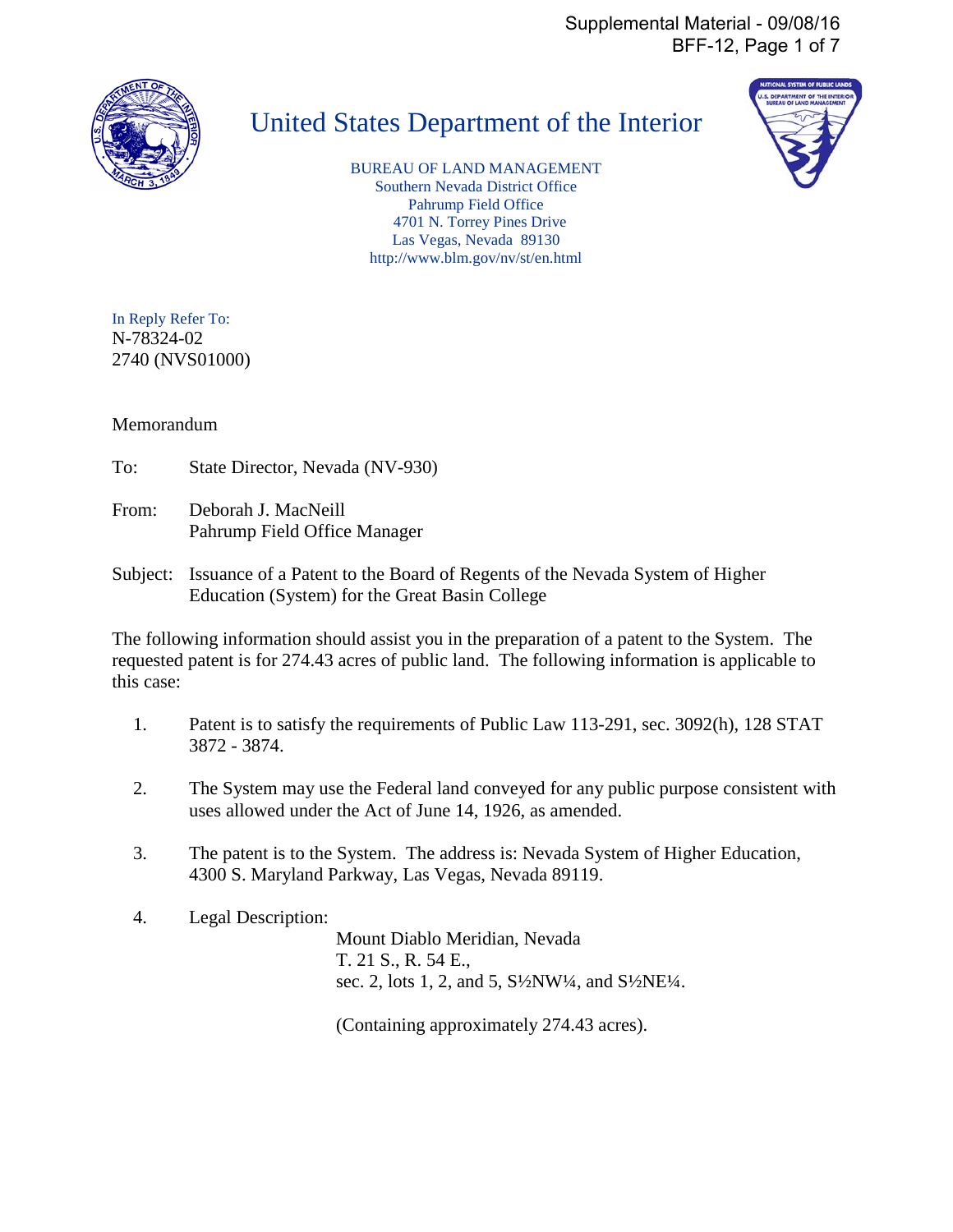# United States Department of the Interior

BUREAU OF LAND MANAGEMENT
Southern Nevada District Office
Pahrump Field Office
4701 N. Torrey Pines Drive
Las Vegas, Nevada 89130
http://www.blm.gov/nv/st/en.html

In Reply Refer To:
N-78324-02
2740 (NVS01000)

Memorandum

To: State Director, Nevada (NV-930)

From: Deborah J. MacNeill
Pahrump Field Office Manager

Subject: Issuance of a Patent to the Board of Regents of the Nevada System of Higher Education (System) for the Great Basin College

The following information should assist you in the preparation of a patent to the System. The requested patent is for 274.43 acres of public land. The following information is applicable to this case:

1. Patent is to satisfy the requirements of Public Law 113-291, sec. 3092(h), 128 STAT 3872 - 3874.

2. The System may use the Federal land conveyed for any public purpose consistent with uses allowed under the Act of June 14, 1926, as amended.

3. The patent is to the System. The address is: Nevada System of Higher Education, 4300 S. Maryland Parkway, Las Vegas, Nevada 89119.

4. Legal Description:

   Mount Diablo Meridian, Nevada
   T. 21 S., R. 54 E.,
   sec. 2, lots 1, 2, and 5, S½NW¼, and S½NE¼.

   (Containing approximately 274.43 acres).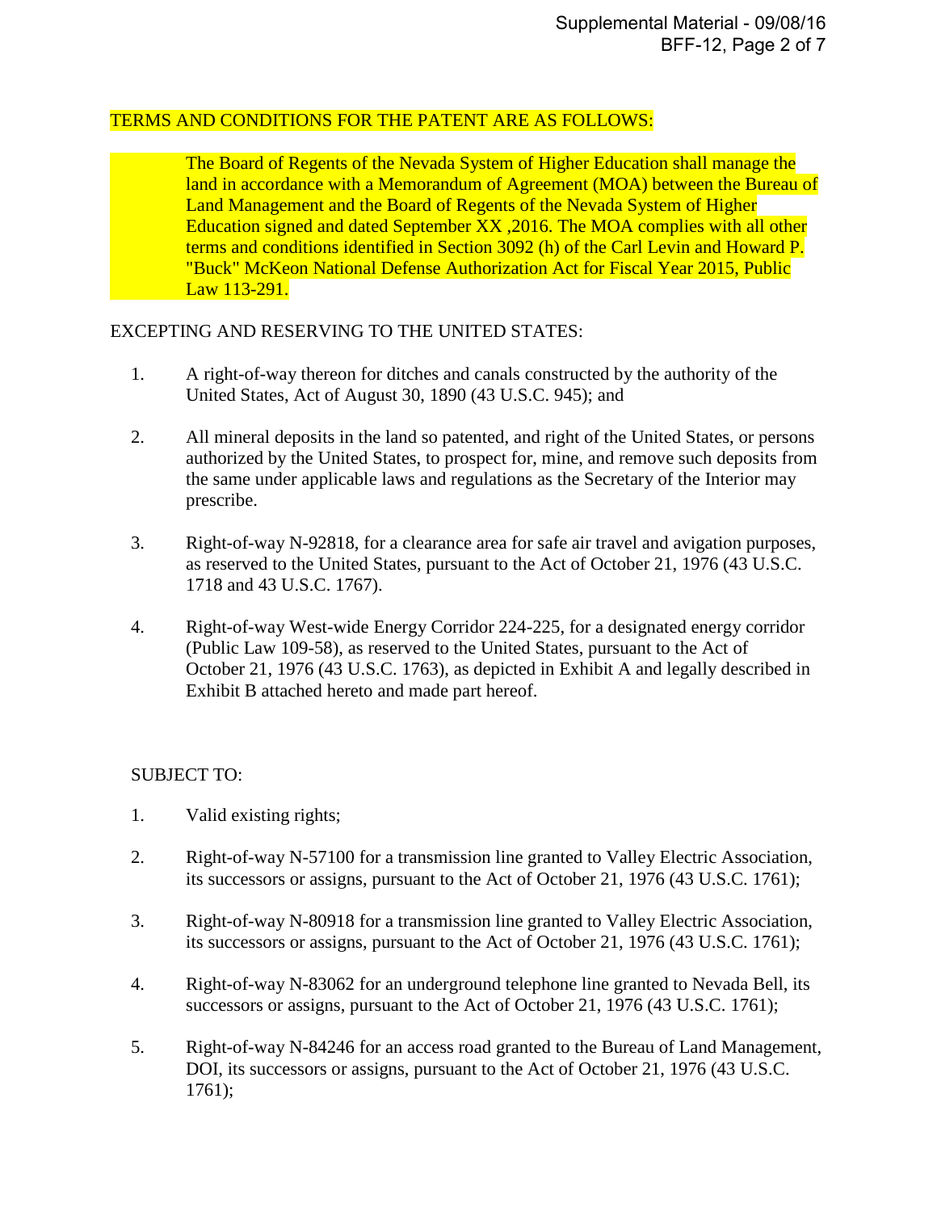TERMS AND CONDITIONS FOR THE PATENT ARE AS FOLLOWS:

The Board of Regents of the Nevada System of Higher Education shall manage the land in accordance with a Memorandum of Agreement (MOA) between the Bureau of Land Management and the Board of Regents of the Nevada System of Higher Education signed and dated September XX ,2016. The MOA complies with all other terms and conditions identified in Section 3092 (h) of the Carl Levin and Howard P. "Buck" McKeon National Defense Authorization Act for Fiscal Year 2015, Public Law 113-291.

EXCEPTING AND RESERVING TO THE UNITED STATES:

1. A right-of-way thereon for ditches and canals constructed by the authority of the United States, Act of August 30, 1890 (43 U.S.C. 945); and

2. All mineral deposits in the land so patented, and right of the United States, or persons authorized by the United States, to prospect for, mine, and remove such deposits from the same under applicable laws and regulations as the Secretary of the Interior may prescribe.

3. Right-of-way N-92818, for a clearance area for safe air travel and avigation purposes, as reserved to the United States, pursuant to the Act of October 21, 1976 (43 U.S.C. 1718 and 43 U.S.C. 1767).

4. Right-of-way West-wide Energy Corridor 224-225, for a designated energy corridor (Public Law 109-58), as reserved to the United States, pursuant to the Act of October 21, 1976 (43 U.S.C. 1763), as depicted in Exhibit A and legally described in Exhibit B attached hereto and made part hereof.

SUBJECT TO:

1. Valid existing rights;

2. Right-of-way N-57100 for a transmission line granted to Valley Electric Association, its successors or assigns, pursuant to the Act of October 21, 1976 (43 U.S.C. 1761);

3. Right-of-way N-80918 for a transmission line granted to Valley Electric Association, its successors or assigns, pursuant to the Act of October 21, 1976 (43 U.S.C. 1761);

4. Right-of-way N-83062 for an underground telephone line granted to Nevada Bell, its successors or assigns, pursuant to the Act of October 21, 1976 (43 U.S.C. 1761);

5. Right-of-way N-84246 for an access road granted to the Bureau of Land Management, DOI, its successors or assigns, pursuant to the Act of October 21, 1976 (43 U.S.C. 1761);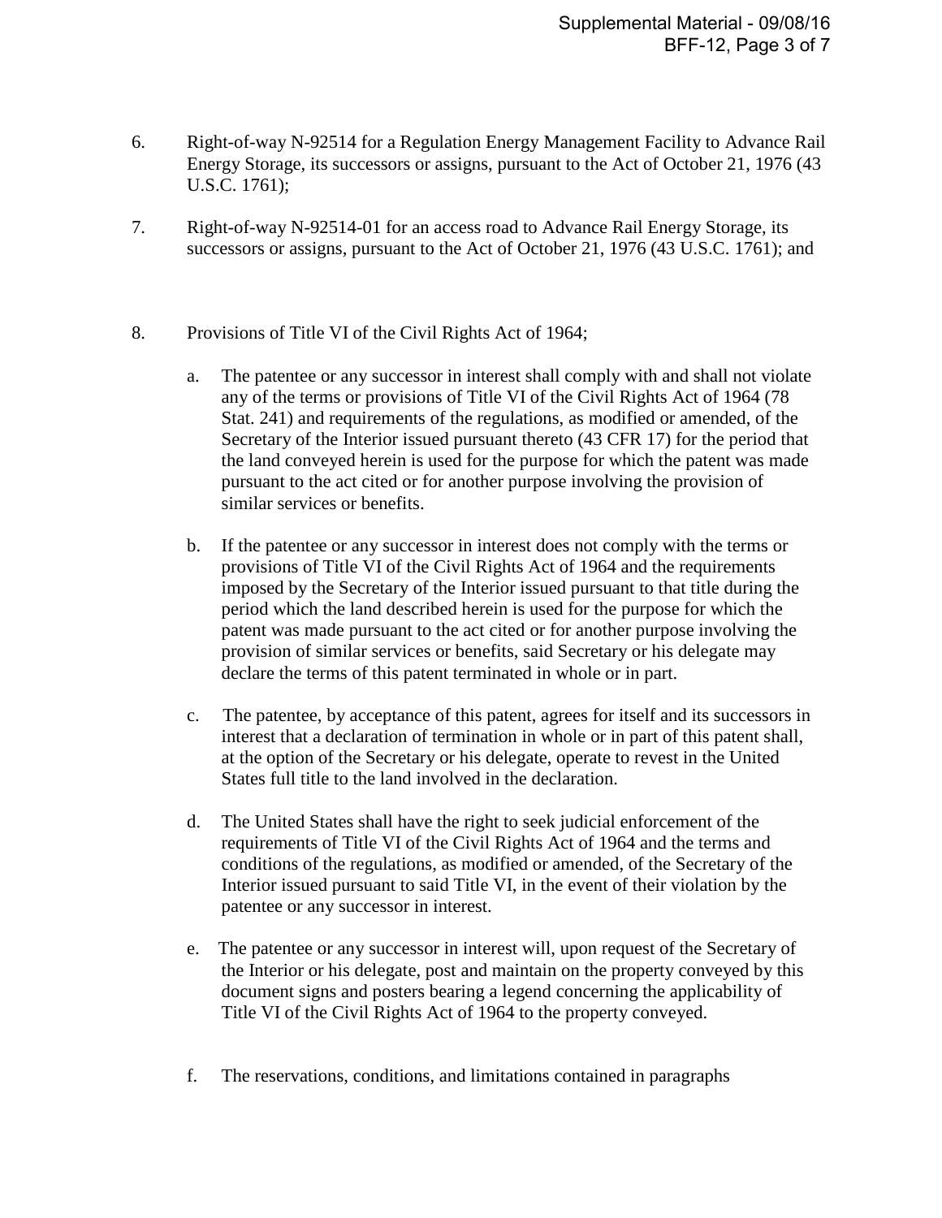6. Right-of-way N-92514 for a Regulation Energy Management Facility to Advance Rail Energy Storage, its successors or assigns, pursuant to the Act of October 21, 1976 (43 U.S.C. 1761);

7. Right-of-way N-92514-01 for an access road to Advance Rail Energy Storage, its successors or assigns, pursuant to the Act of October 21, 1976 (43 U.S.C. 1761); and

8. Provisions of Title VI of the Civil Rights Act of 1964;

   a. The patentee or any successor in interest shall comply with and shall not violate any of the terms or provisions of Title VI of the Civil Rights Act of 1964 (78 Stat. 241) and requirements of the regulations, as modified or amended, of the Secretary of the Interior issued pursuant thereto (43 CFR 17) for the period that the land conveyed herein is used for the purpose for which the patent was made pursuant to the act cited or for another purpose involving the provision of similar services or benefits.

   b. If the patentee or any successor in interest does not comply with the terms or provisions of Title VI of the Civil Rights Act of 1964 and the requirements imposed by the Secretary of the Interior issued pursuant to that title during the period which the land described herein is used for the purpose for which the patent was made pursuant to the act cited or for another purpose involving the provision of similar services or benefits, said Secretary or his delegate may declare the terms of this patent terminated in whole or in part.

   c. The patentee, by acceptance of this patent, agrees for itself and its successors in interest that a declaration of termination in whole or in part of this patent shall, at the option of the Secretary or his delegate, operate to revest in the United States full title to the land involved in the declaration.

   d. The United States shall have the right to seek judicial enforcement of the requirements of Title VI of the Civil Rights Act of 1964 and the terms and conditions of the regulations, as modified or amended, of the Secretary of the Interior issued pursuant to said Title VI, in the event of their violation by the patentee or any successor in interest.

   e. The patentee or any successor in interest will, upon request of the Secretary of the Interior or his delegate, post and maintain on the property conveyed by this document signs and posters bearing a legend concerning the applicability of Title VI of the Civil Rights Act of 1964 to the property conveyed.

   f. The reservations, conditions, and limitations contained in paragraphs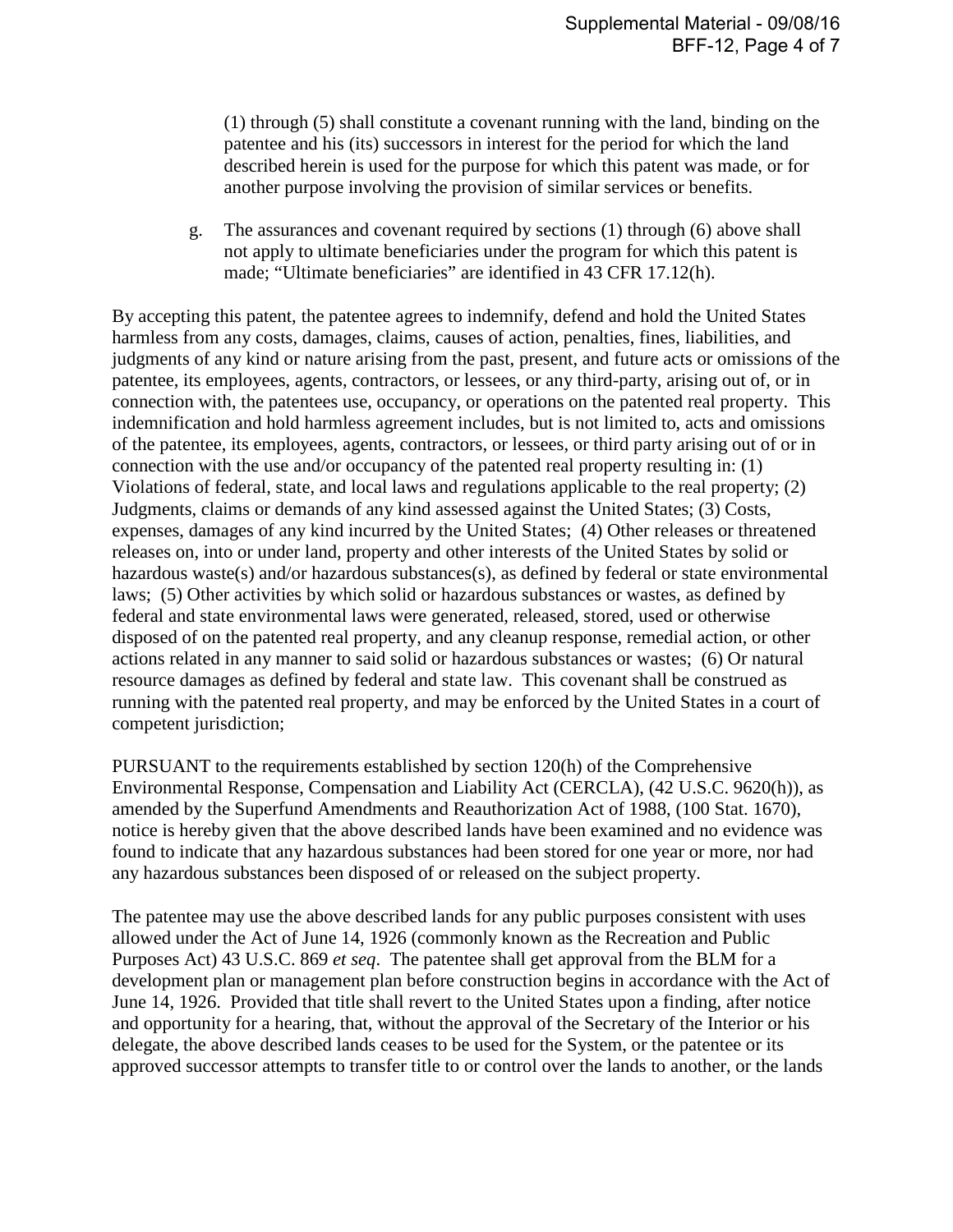(1) through (5) shall constitute a covenant running with the land, binding on the patentee and his (its) successors in interest for the period for which the land described herein is used for the purpose for which this patent was made, or for another purpose involving the provision of similar services or benefits.

g. The assurances and covenant required by sections (1) through (6) above shall not apply to ultimate beneficiaries under the program for which this patent is made; "Ultimate beneficiaries" are identified in 43 CFR 17.12(h).

By accepting this patent, the patentee agrees to indemnify, defend and hold the United States harmless from any costs, damages, claims, causes of action, penalties, fines, liabilities, and judgments of any kind or nature arising from the past, present, and future acts or omissions of the patentee, its employees, agents, contractors, or lessees, or any third-party, arising out of, or in connection with, the patentees use, occupancy, or operations on the patented real property. This indemnification and hold harmless agreement includes, but is not limited to, acts and omissions of the patentee, its employees, agents, contractors, or lessees, or third party arising out of or in connection with the use and/or occupancy of the patented real property resulting in: (1) Violations of federal, state, and local laws and regulations applicable to the real property; (2) Judgments, claims or demands of any kind assessed against the United States; (3) Costs, expenses, damages of any kind incurred by the United States; (4) Other releases or threatened releases on, into or under land, property and other interests of the United States by solid or hazardous waste(s) and/or hazardous substances(s), as defined by federal or state environmental laws; (5) Other activities by which solid or hazardous substances or wastes, as defined by federal and state environmental laws were generated, released, stored, used or otherwise disposed of on the patented real property, and any cleanup response, remedial action, or other actions related in any manner to said solid or hazardous substances or wastes; (6) Or natural resource damages as defined by federal and state law. This covenant shall be construed as running with the patented real property, and may be enforced by the United States in a court of competent jurisdiction;

PURSUANT to the requirements established by section 120(h) of the Comprehensive Environmental Response, Compensation and Liability Act (CERCLA), (42 U.S.C. 9620(h)), as amended by the Superfund Amendments and Reauthorization Act of 1988, (100 Stat. 1670), notice is hereby given that the above described lands have been examined and no evidence was found to indicate that any hazardous substances had been stored for one year or more, nor had any hazardous substances been disposed of or released on the subject property.

The patentee may use the above described lands for any public purposes consistent with uses allowed under the Act of June 14, 1926 (commonly known as the Recreation and Public Purposes Act) 43 U.S.C. 869 *et seq*. The patentee shall get approval from the BLM for a development plan or management plan before construction begins in accordance with the Act of June 14, 1926. Provided that title shall revert to the United States upon a finding, after notice and opportunity for a hearing, that, without the approval of the Secretary of the Interior or his delegate, the above described lands ceases to be used for the System, or the patentee or its approved successor attempts to transfer title to or control over the lands to another, or the lands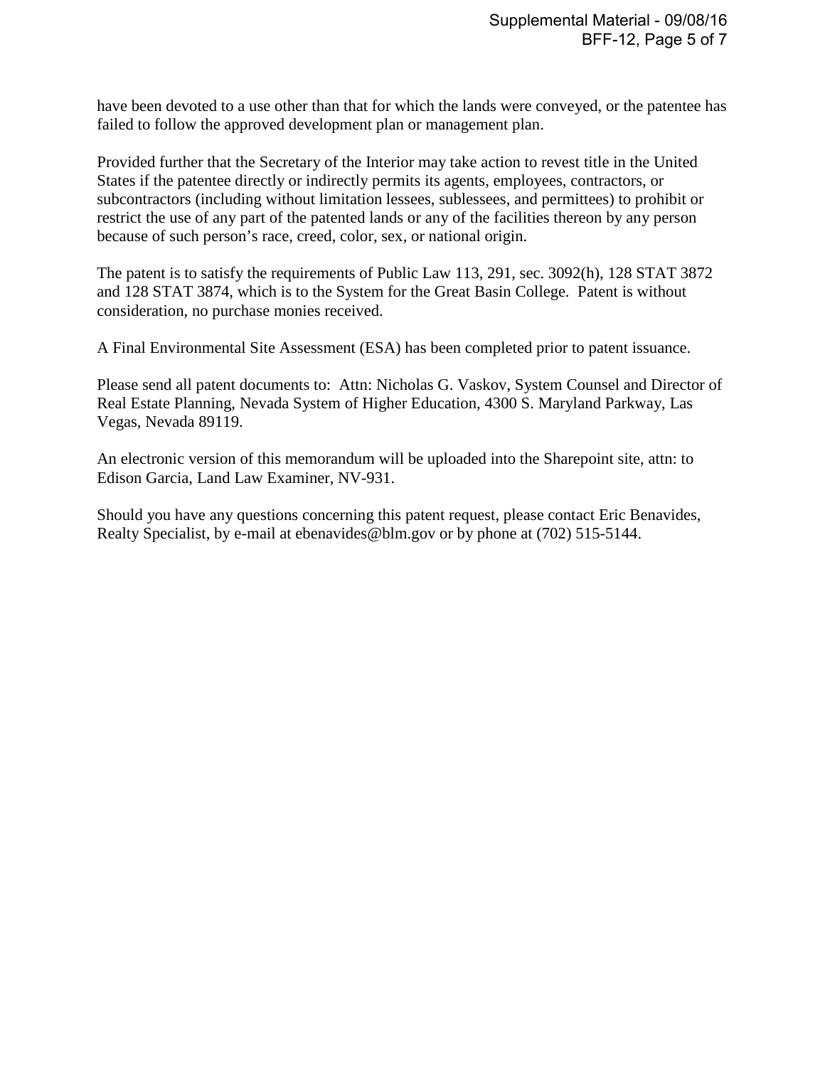have been devoted to a use other than that for which the lands were conveyed, or the patentee has failed to follow the approved development plan or management plan.

Provided further that the Secretary of the Interior may take action to revest title in the United States if the patentee directly or indirectly permits its agents, employees, contractors, or subcontractors (including without limitation lessees, sublessees, and permittees) to prohibit or restrict the use of any part of the patented lands or any of the facilities thereon by any person because of such person's race, creed, color, sex, or national origin.

The patent is to satisfy the requirements of Public Law 113, 291, sec. 3092(h), 128 STAT 3872 and 128 STAT 3874, which is to the System for the Great Basin College. Patent is without consideration, no purchase monies received.

A Final Environmental Site Assessment (ESA) has been completed prior to patent issuance.

Please send all patent documents to: Attn: Nicholas G. Vaskov, System Counsel and Director of Real Estate Planning, Nevada System of Higher Education, 4300 S. Maryland Parkway, Las Vegas, Nevada 89119.

An electronic version of this memorandum will be uploaded into the Sharepoint site, attn: to Edison Garcia, Land Law Examiner, NV-931.

Should you have any questions concerning this patent request, please contact Eric Benavides, Realty Specialist, by e-mail at ebenavides@blm.gov or by phone at (702) 515-5144.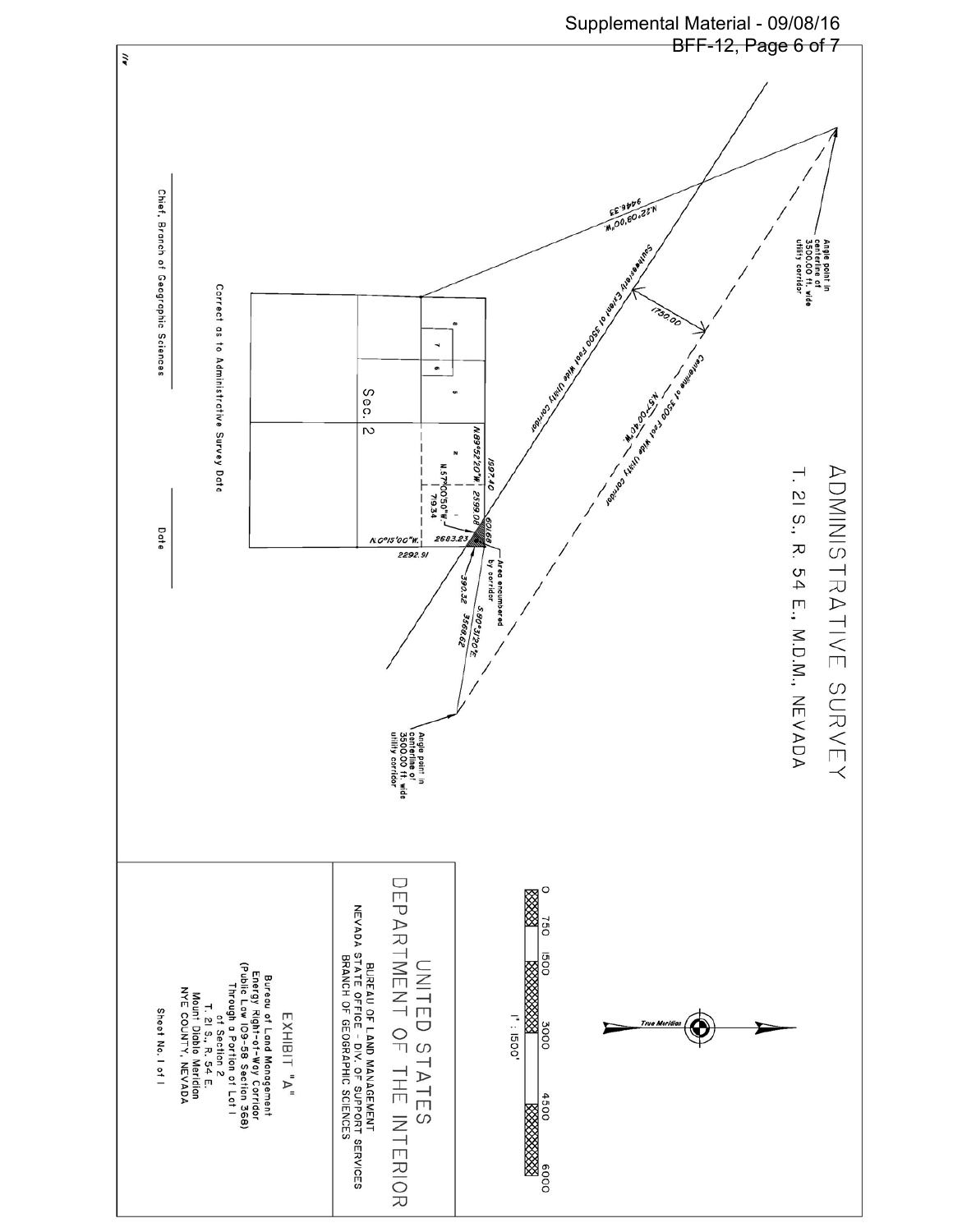# ADMINISTRATIVE SURVEY

## T. 21 S., R. 54 E., M.D.M., NEVADA

Angle point in centerline of 3500.00 ft. wide utility corridor

N.22°09'00"W. 9446.33

Southeasterly Extent of 3500 Foot Wide Utility Corridor

1750.00

Centerline of 3500 Foot Wide Utility Corridor

N.57°00'40"W.

Sec. 2

N.89°52'20"W. 1597.40

N.57°00'50"W. 79.34

2599.08

60.68

N.0°15'00"W. 2683.23

2292.91

Area encumbered by corridor

390.32

S.80°31'20"E. 3568.62

Angle point in centerline of 3500.00 ft. wide utility corridor

Correct as to Administrative Survey Date ____________ Date ____________

Chief, Branch of Geographic Sciences

True Meridian

0 750 1500 3000 4500 6000

1" : 1500'

# UNITED STATES DEPARTMENT OF THE INTERIOR

BUREAU OF LAND MANAGEMENT
NEVADA STATE OFFICE - DIV. OF SUPPORT SERVICES
BRANCH OF GEOGRAPHIC SCIENCES

## EXHIBIT "A"

Bureau of Land Management
Energy Right-of-Way Corridor
(Public Law 109-58 Section 368)
Through a Portion of Lot 1
of Section 2
T. 21 S., R. 54 E.
Mount Diablo Meridian
NYE COUNTY, NEVADA

Sheet No. 1 of 1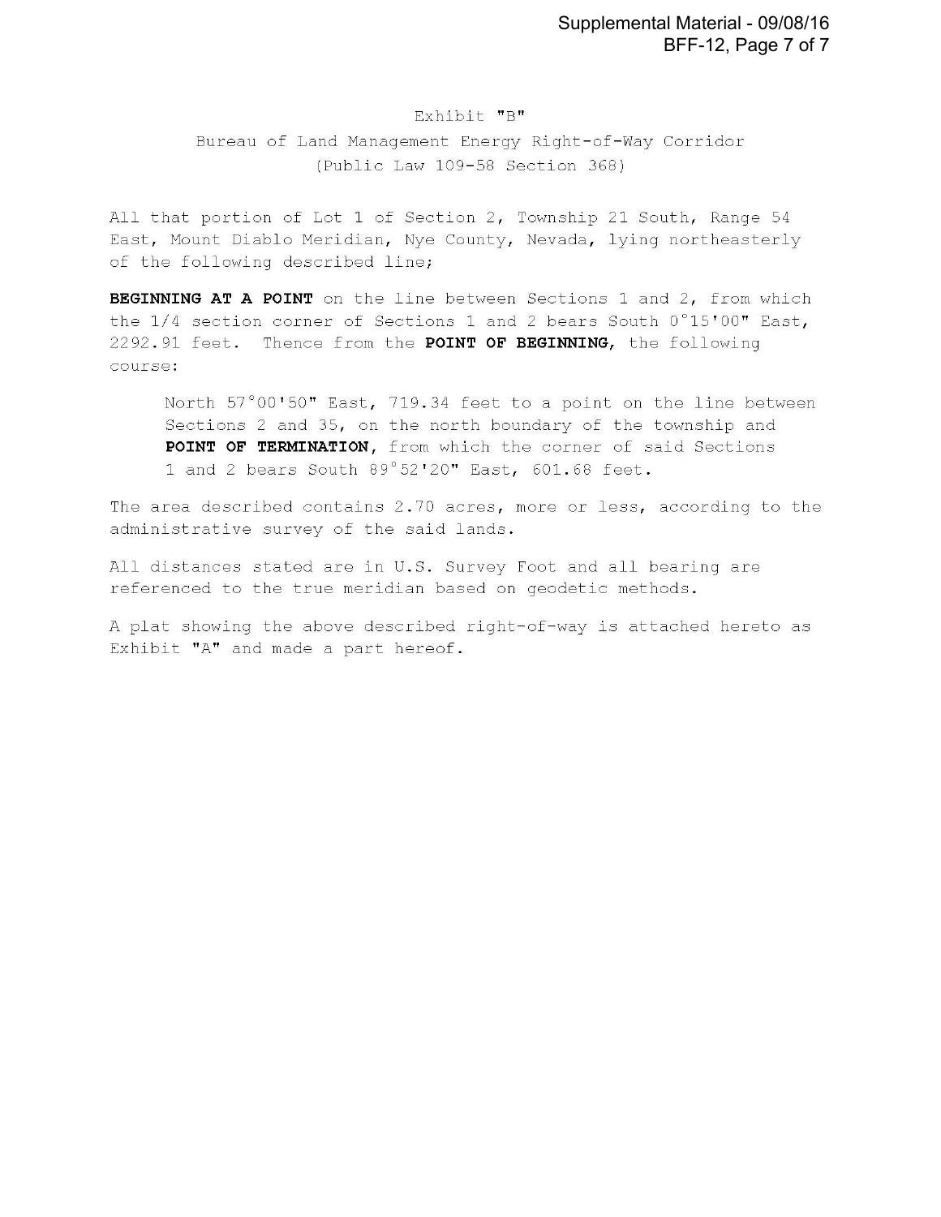# Exhibit "B"

## Bureau of Land Management Energy Right-of-Way Corridor

## (Public Law 109-58 Section 368)

All that portion of Lot 1 of Section 2, Township 21 South, Range 54 East, Mount Diablo Meridian, Nye County, Nevada, lying northeasterly of the following described line;

**BEGINNING AT A POINT** on the line between Sections 1 and 2, from which the 1/4 section corner of Sections 1 and 2 bears South 0°15'00" East, 2292.91 feet. Thence from the **POINT OF BEGINNING**, the following course:

> North 57°00'50" East, 719.34 feet to a point on the line between Sections 2 and 35, on the north boundary of the township and **POINT OF TERMINATION**, from which the corner of said Sections 1 and 2 bears South 89°52'20" East, 601.68 feet.

The area described contains 2.70 acres, more or less, according to the administrative survey of the said lands.

All distances stated are in U.S. Survey Foot and all bearing are referenced to the true meridian based on geodetic methods.

A plat showing the above described right-of-way is attached hereto as Exhibit "A" and made a part hereof.